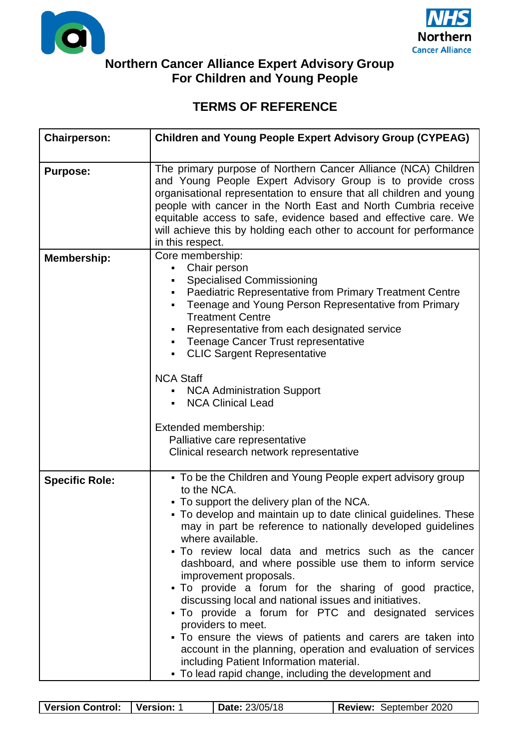# Northern Cancer Alliance Expert Advisory Group For Children and Young People

## TERMS OF REFERENCE

| **Chairperson:** | **Children and Young People Expert Advisory Group (CYPEAG)** |
|---|---|
| **Purpose:** | The primary purpose of Northern Cancer Alliance (NCA) Children and Young People Expert Advisory Group is to provide cross organisational representation to ensure that all children and young people with cancer in the North East and North Cumbria receive equitable access to safe, evidence based and effective care. We will achieve this by holding each other to account for performance in this respect. |
| **Membership:** | Core membership:<br>▪ Chair person<br>▪ Specialised Commissioning<br>▪ Paediatric Representative from Primary Treatment Centre<br>▪ Teenage and Young Person Representative from Primary Treatment Centre<br>▪ Representative from each designated service<br>▪ Teenage Cancer Trust representative<br>▪ CLIC Sargent Representative<br><br>NCA Staff<br>▪ NCA Administration Support<br>▪ NCA Clinical Lead<br><br>Extended membership:<br>Palliative care representative<br>Clinical research network representative |
| **Specific Role:** | ▪ To be the Children and Young People expert advisory group to the NCA.<br>▪ To support the delivery plan of the NCA.<br>▪ To develop and maintain up to date clinical guidelines. These may in part be reference to nationally developed guidelines where available.<br>▪ To review local data and metrics such as the cancer dashboard, and where possible use them to inform service improvement proposals.<br>▪ To provide a forum for the sharing of good practice, discussing local and national issues and initiatives.<br>▪ To provide a forum for PTC and designated services providers to meet.<br>▪ To ensure the views of patients and carers are taken into account in the planning, operation and evaluation of services including Patient Information material.<br>▪ To lead rapid change, including the development and |

| **Version Control:** | **Version:** 1 | **Date:** 23/05/18 | **Review:** September 2020 |
|---|---|---|---|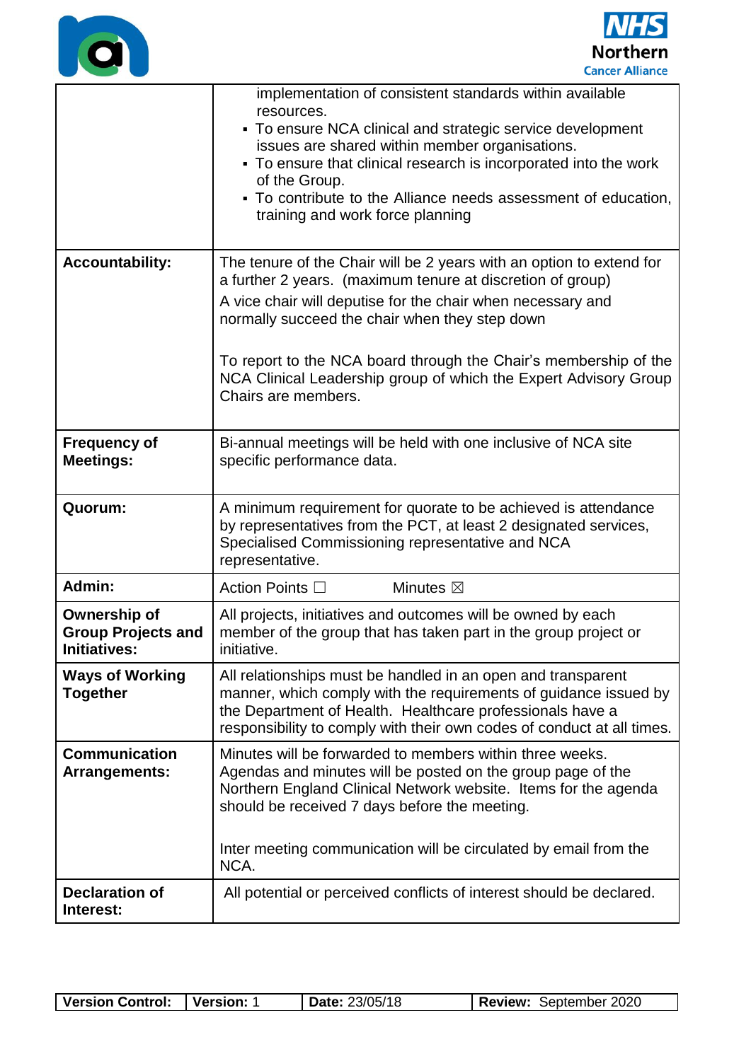| | |
|---|---|
| | implementation of consistent standards within available resources.<br>▪ To ensure NCA clinical and strategic service development issues are shared within member organisations.<br>▪ To ensure that clinical research is incorporated into the work of the Group.<br>▪ To contribute to the Alliance needs assessment of education, training and work force planning |
| **Accountability:** | The tenure of the Chair will be 2 years with an option to extend for a further 2 years. (maximum tenure at discretion of group)<br>A vice chair will deputise for the chair when necessary and normally succeed the chair when they step down<br><br>To report to the NCA board through the Chair's membership of the NCA Clinical Leadership group of which the Expert Advisory Group Chairs are members. |
| **Frequency of Meetings:** | Bi-annual meetings will be held with one inclusive of NCA site specific performance data. |
| **Quorum:** | A minimum requirement for quorate to be achieved is attendance by representatives from the PCT, at least 2 designated services, Specialised Commissioning representative and NCA representative. |
| **Admin:** | Action Points ☐ Minutes ☒ |
| **Ownership of Group Projects and Initiatives:** | All projects, initiatives and outcomes will be owned by each member of the group that has taken part in the group project or initiative. |
| **Ways of Working Together** | All relationships must be handled in an open and transparent manner, which comply with the requirements of guidance issued by the Department of Health. Healthcare professionals have a responsibility to comply with their own codes of conduct at all times. |
| **Communication Arrangements:** | Minutes will be forwarded to members within three weeks. Agendas and minutes will be posted on the group page of the Northern England Clinical Network website. Items for the agenda should be received 7 days before the meeting.<br><br>Inter meeting communication will be circulated by email from the NCA. |
| **Declaration of Interest:** | All potential or perceived conflicts of interest should be declared. |

| | | | |
|---|---|---|---|
| **Version Control:** | **Version:** 1 | **Date:** 23/05/18 | **Review:** September 2020 |